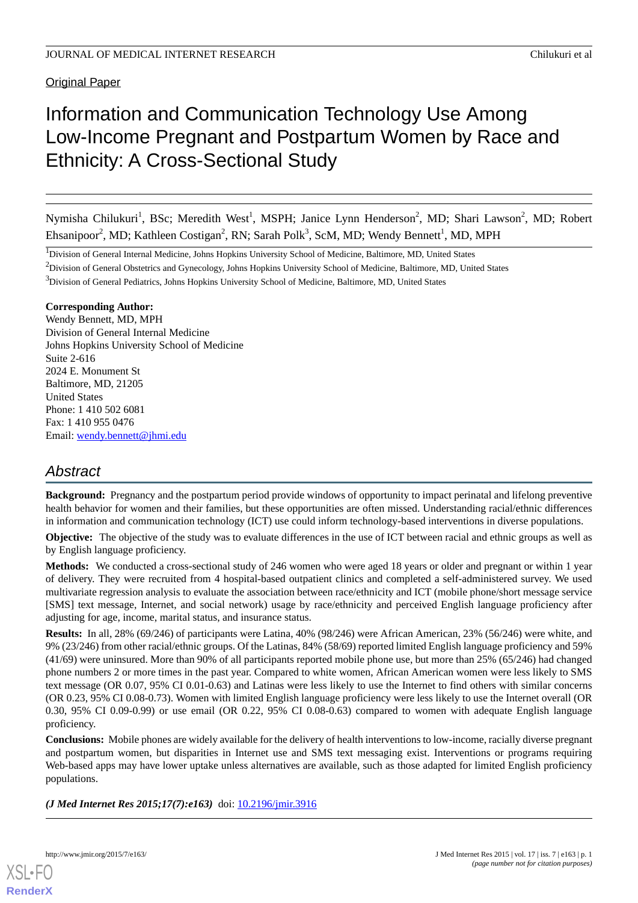Original Paper

# Information and Communication Technology Use Among Low-Income Pregnant and Postpartum Women by Race and Ethnicity: A Cross-Sectional Study

Nymisha Chilukuri[1], BSc; Meredith West[1], MSPH; Janice Lynn Henderson[2], MD; Shari Lawson[2], MD; Robert Ehsanipoor[2], MD; Kathleen Costigan[2], RN; Sarah Polk[3], ScM, MD; Wendy Bennett[1], MD, MPH

[1]Division of General Internal Medicine, Johns Hopkins University School of Medicine, Baltimore, MD, United States

[2]Division of General Obstetrics and Gynecology, Johns Hopkins University School of Medicine, Baltimore, MD, United States

[3]Division of General Pediatrics, Johns Hopkins University School of Medicine, Baltimore, MD, United States

**Corresponding Author:**
Wendy Bennett, MD, MPH
Division of General Internal Medicine
Johns Hopkins University School of Medicine
Suite 2-616
2024 E. Monument St
Baltimore, MD, 21205
United States
Phone: 1 410 502 6081
Fax: 1 410 955 0476
Email: wendy.bennett@jhmi.edu

## Abstract

**Background:** Pregnancy and the postpartum period provide windows of opportunity to impact perinatal and lifelong preventive health behavior for women and their families, but these opportunities are often missed. Understanding racial/ethnic differences in information and communication technology (ICT) use could inform technology-based interventions in diverse populations.

**Objective:** The objective of the study was to evaluate differences in the use of ICT between racial and ethnic groups as well as by English language proficiency.

**Methods:** We conducted a cross-sectional study of 246 women who were aged 18 years or older and pregnant or within 1 year of delivery. They were recruited from 4 hospital-based outpatient clinics and completed a self-administered survey. We used multivariate regression analysis to evaluate the association between race/ethnicity and ICT (mobile phone/short message service [SMS] text message, Internet, and social network) usage by race/ethnicity and perceived English language proficiency after adjusting for age, income, marital status, and insurance status.

**Results:** In all, 28% (69/246) of participants were Latina, 40% (98/246) were African American, 23% (56/246) were white, and 9% (23/246) from other racial/ethnic groups. Of the Latinas, 84% (58/69) reported limited English language proficiency and 59% (41/69) were uninsured. More than 90% of all participants reported mobile phone use, but more than 25% (65/246) had changed phone numbers 2 or more times in the past year. Compared to white women, African American women were less likely to SMS text message (OR 0.07, 95% CI 0.01-0.63) and Latinas were less likely to use the Internet to find others with similar concerns (OR 0.23, 95% CI 0.08-0.73). Women with limited English language proficiency were less likely to use the Internet overall (OR 0.30, 95% CI 0.09-0.99) or use email (OR 0.22, 95% CI 0.08-0.63) compared to women with adequate English language proficiency.

**Conclusions:** Mobile phones are widely available for the delivery of health interventions to low-income, racially diverse pregnant and postpartum women, but disparities in Internet use and SMS text messaging exist. Interventions or programs requiring Web-based apps may have lower uptake unless alternatives are available, such as those adapted for limited English proficiency populations.

***(J Med Internet Res 2015;17(7):e163)*** doi: 10.2196/jmir.3916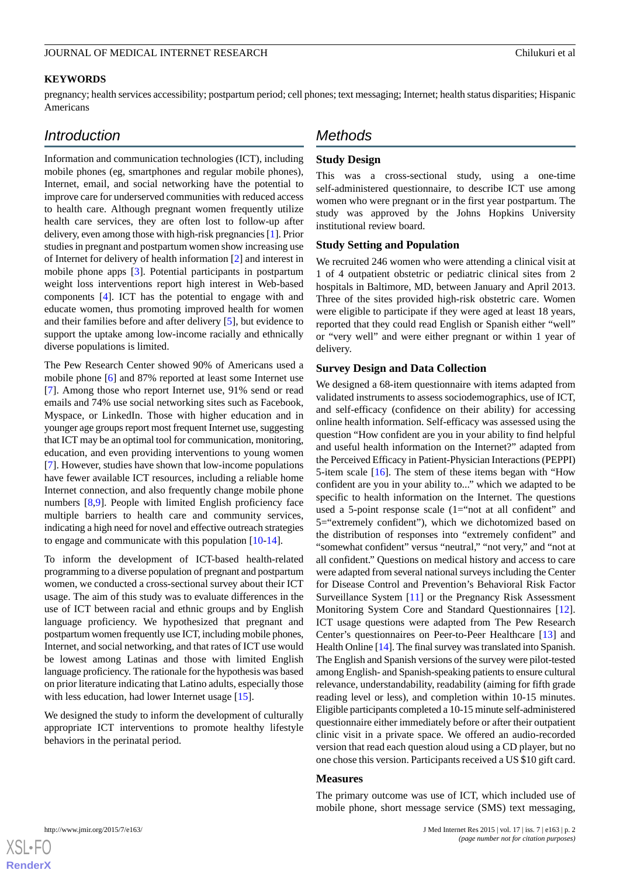## KEYWORDS

pregnancy; health services accessibility; postpartum period; cell phones; text messaging; Internet; health status disparities; Hispanic Americans

## Introduction

Information and communication technologies (ICT), including mobile phones (eg, smartphones and regular mobile phones), Internet, email, and social networking have the potential to improve care for underserved communities with reduced access to health care. Although pregnant women frequently utilize health care services, they are often lost to follow-up after delivery, even among those with high-risk pregnancies [1]. Prior studies in pregnant and postpartum women show increasing use of Internet for delivery of health information [2] and interest in mobile phone apps [3]. Potential participants in postpartum weight loss interventions report high interest in Web-based components [4]. ICT has the potential to engage with and educate women, thus promoting improved health for women and their families before and after delivery [5], but evidence to support the uptake among low-income racially and ethnically diverse populations is limited.

The Pew Research Center showed 90% of Americans used a mobile phone [6] and 87% reported at least some Internet use [7]. Among those who report Internet use, 91% send or read emails and 74% use social networking sites such as Facebook, Myspace, or LinkedIn. Those with higher education and in younger age groups report most frequent Internet use, suggesting that ICT may be an optimal tool for communication, monitoring, education, and even providing interventions to young women [7]. However, studies have shown that low-income populations have fewer available ICT resources, including a reliable home Internet connection, and also frequently change mobile phone numbers [8,9]. People with limited English proficiency face multiple barriers to health care and community services, indicating a high need for novel and effective outreach strategies to engage and communicate with this population [10-14].

To inform the development of ICT-based health-related programming to a diverse population of pregnant and postpartum women, we conducted a cross-sectional survey about their ICT usage. The aim of this study was to evaluate differences in the use of ICT between racial and ethnic groups and by English language proficiency. We hypothesized that pregnant and postpartum women frequently use ICT, including mobile phones, Internet, and social networking, and that rates of ICT use would be lowest among Latinas and those with limited English language proficiency. The rationale for the hypothesis was based on prior literature indicating that Latino adults, especially those with less education, had lower Internet usage [15].

We designed the study to inform the development of culturally appropriate ICT interventions to promote healthy lifestyle behaviors in the perinatal period.

## Methods

### Study Design

This was a cross-sectional study, using a one-time self-administered questionnaire, to describe ICT use among women who were pregnant or in the first year postpartum. The study was approved by the Johns Hopkins University institutional review board.

### Study Setting and Population

We recruited 246 women who were attending a clinical visit at 1 of 4 outpatient obstetric or pediatric clinical sites from 2 hospitals in Baltimore, MD, between January and April 2013. Three of the sites provided high-risk obstetric care. Women were eligible to participate if they were aged at least 18 years, reported that they could read English or Spanish either "well" or "very well" and were either pregnant or within 1 year of delivery.

### Survey Design and Data Collection

We designed a 68-item questionnaire with items adapted from validated instruments to assess sociodemographics, use of ICT, and self-efficacy (confidence on their ability) for accessing online health information. Self-efficacy was assessed using the question "How confident are you in your ability to find helpful and useful health information on the Internet?" adapted from the Perceived Efficacy in Patient-Physician Interactions (PEPPI) 5-item scale [16]. The stem of these items began with "How confident are you in your ability to..." which we adapted to be specific to health information on the Internet. The questions used a 5-point response scale (1="not at all confident" and 5="extremely confident"), which we dichotomized based on the distribution of responses into "extremely confident" and "somewhat confident" versus "neutral," "not very," and "not at all confident." Questions on medical history and access to care were adapted from several national surveys including the Center for Disease Control and Prevention's Behavioral Risk Factor Surveillance System [11] or the Pregnancy Risk Assessment Monitoring System Core and Standard Questionnaires [12]. ICT usage questions were adapted from The Pew Research Center's questionnaires on Peer-to-Peer Healthcare [13] and Health Online [14]. The final survey was translated into Spanish. The English and Spanish versions of the survey were pilot-tested among English- and Spanish-speaking patients to ensure cultural relevance, understandability, readability (aiming for fifth grade reading level or less), and completion within 10-15 minutes. Eligible participants completed a 10-15 minute self-administered questionnaire either immediately before or after their outpatient clinic visit in a private space. We offered an audio-recorded version that read each question aloud using a CD player, but no one chose this version. Participants received a US $10 gift card.

### Measures

The primary outcome was use of ICT, which included use of mobile phone, short message service (SMS) text messaging,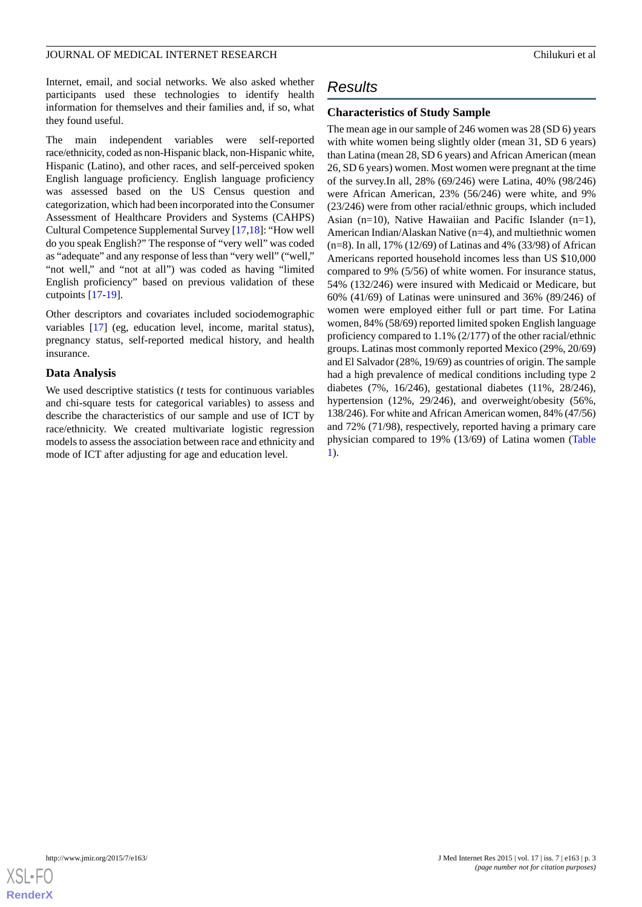Internet, email, and social networks. We also asked whether participants used these technologies to identify health information for themselves and their families and, if so, what they found useful.

The main independent variables were self-reported race/ethnicity, coded as non-Hispanic black, non-Hispanic white, Hispanic (Latino), and other races, and self-perceived spoken English language proficiency. English language proficiency was assessed based on the US Census question and categorization, which had been incorporated into the Consumer Assessment of Healthcare Providers and Systems (CAHPS) Cultural Competence Supplemental Survey [17,18]: "How well do you speak English?" The response of "very well" was coded as "adequate" and any response of less than "very well" ("well," "not well," and "not at all") was coded as having "limited English proficiency" based on previous validation of these cutpoints [17-19].

Other descriptors and covariates included sociodemographic variables [17] (eg, education level, income, marital status), pregnancy status, self-reported medical history, and health insurance.

### Data Analysis

We used descriptive statistics (*t* tests for continuous variables and chi-square tests for categorical variables) to assess and describe the characteristics of our sample and use of ICT by race/ethnicity. We created multivariate logistic regression models to assess the association between race and ethnicity and mode of ICT after adjusting for age and education level.

## Results

### Characteristics of Study Sample

The mean age in our sample of 246 women was 28 (SD 6) years with white women being slightly older (mean 31, SD 6 years) than Latina (mean 28, SD 6 years) and African American (mean 26, SD 6 years) women. Most women were pregnant at the time of the survey.In all, 28% (69/246) were Latina, 40% (98/246) were African American, 23% (56/246) were white, and 9% (23/246) were from other racial/ethnic groups, which included Asian (n=10), Native Hawaiian and Pacific Islander (n=1), American Indian/Alaskan Native (n=4), and multiethnic women (n=8). In all, 17% (12/69) of Latinas and 4% (33/98) of African Americans reported household incomes less than US $10,000 compared to 9% (5/56) of white women. For insurance status, 54% (132/246) were insured with Medicaid or Medicare, but 60% (41/69) of Latinas were uninsured and 36% (89/246) of women were employed either full or part time. For Latina women, 84% (58/69) reported limited spoken English language proficiency compared to 1.1% (2/177) of the other racial/ethnic groups. Latinas most commonly reported Mexico (29%, 20/69) and El Salvador (28%, 19/69) as countries of origin. The sample had a high prevalence of medical conditions including type 2 diabetes (7%, 16/246), gestational diabetes (11%, 28/246), hypertension (12%, 29/246), and overweight/obesity (56%, 138/246). For white and African American women, 84% (47/56) and 72% (71/98), respectively, reported having a primary care physician compared to 19% (13/69) of Latina women (Table 1).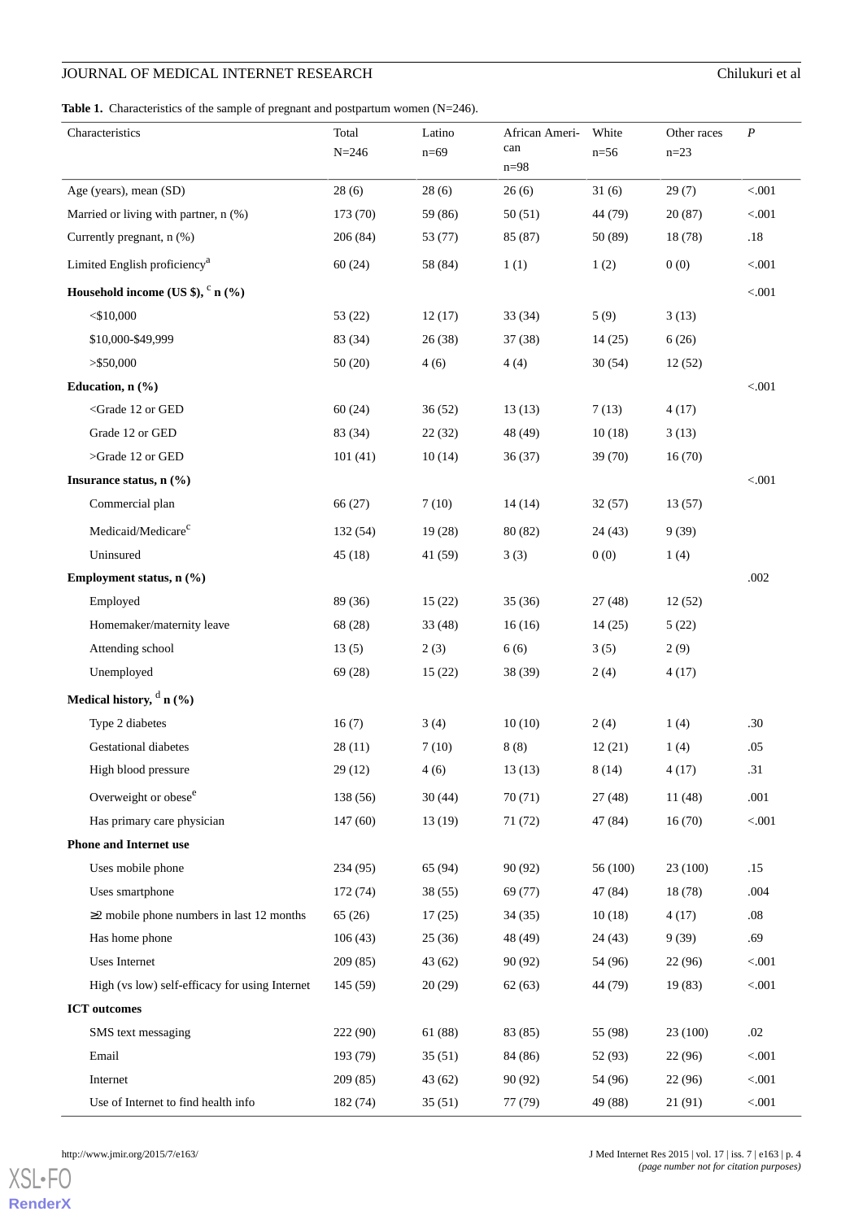**Table 1.** Characteristics of the sample of pregnant and postpartum women (N=246).

| Characteristics | Total N=246 | Latino n=69 | African American n=98 | White n=56 | Other races n=23 | *P* |
|---|---|---|---|---|---|---|
| Age (years), mean (SD) | 28 (6) | 28 (6) | 26 (6) | 31 (6) | 29 (7) | <.001 |
| Married or living with partner, n (%) | 173 (70) | 59 (86) | 50 (51) | 44 (79) | 20 (87) | <.001 |
| Currently pregnant, n (%) | 206 (84) | 53 (77) | 85 (87) | 50 (89) | 18 (78) | .18 |
| Limited English proficiency[a] | 60 (24) | 58 (84) | 1 (1) | 1 (2) | 0 (0) | <.001 |
| **Household income (US $),** [c] **n (%)** | | | | | | <.001 |
| <$10,000 | 53 (22) | 12 (17) | 33 (34) | 5 (9) | 3 (13) | |
| $10,000-$49,999 | 83 (34) | 26 (38) | 37 (38) | 14 (25) | 6 (26) | |
| >$50,000 | 50 (20) | 4 (6) | 4 (4) | 30 (54) | 12 (52) | |
| **Education, n (%)** | | | | | | <.001 |
| <Grade 12 or GED | 60 (24) | 36 (52) | 13 (13) | 7 (13) | 4 (17) | |
| Grade 12 or GED | 83 (34) | 22 (32) | 48 (49) | 10 (18) | 3 (13) | |
| >Grade 12 or GED | 101 (41) | 10 (14) | 36 (37) | 39 (70) | 16 (70) | |
| **Insurance status, n (%)** | | | | | | <.001 |
| Commercial plan | 66 (27) | 7 (10) | 14 (14) | 32 (57) | 13 (57) | |
| Medicaid/Medicare[c] | 132 (54) | 19 (28) | 80 (82) | 24 (43) | 9 (39) | |
| Uninsured | 45 (18) | 41 (59) | 3 (3) | 0 (0) | 1 (4) | |
| **Employment status, n (%)** | | | | | | .002 |
| Employed | 89 (36) | 15 (22) | 35 (36) | 27 (48) | 12 (52) | |
| Homemaker/maternity leave | 68 (28) | 33 (48) | 16 (16) | 14 (25) | 5 (22) | |
| Attending school | 13 (5) | 2 (3) | 6 (6) | 3 (5) | 2 (9) | |
| Unemployed | 69 (28) | 15 (22) | 38 (39) | 2 (4) | 4 (17) | |
| **Medical history,** [d] **n (%)** | | | | | | |
| Type 2 diabetes | 16 (7) | 3 (4) | 10 (10) | 2 (4) | 1 (4) | .30 |
| Gestational diabetes | 28 (11) | 7 (10) | 8 (8) | 12 (21) | 1 (4) | .05 |
| High blood pressure | 29 (12) | 4 (6) | 13 (13) | 8 (14) | 4 (17) | .31 |
| Overweight or obese[e] | 138 (56) | 30 (44) | 70 (71) | 27 (48) | 11 (48) | .001 |
| Has primary care physician | 147 (60) | 13 (19) | 71 (72) | 47 (84) | 16 (70) | <.001 |
| **Phone and Internet use** | | | | | | |
| Uses mobile phone | 234 (95) | 65 (94) | 90 (92) | 56 (100) | 23 (100) | .15 |
| Uses smartphone | 172 (74) | 38 (55) | 69 (77) | 47 (84) | 18 (78) | .004 |
| ≥2 mobile phone numbers in last 12 months | 65 (26) | 17 (25) | 34 (35) | 10 (18) | 4 (17) | .08 |
| Has home phone | 106 (43) | 25 (36) | 48 (49) | 24 (43) | 9 (39) | .69 |
| Uses Internet | 209 (85) | 43 (62) | 90 (92) | 54 (96) | 22 (96) | <.001 |
| High (vs low) self-efficacy for using Internet | 145 (59) | 20 (29) | 62 (63) | 44 (79) | 19 (83) | <.001 |
| **ICT outcomes** | | | | | | |
| SMS text messaging | 222 (90) | 61 (88) | 83 (85) | 55 (98) | 23 (100) | .02 |
| Email | 193 (79) | 35 (51) | 84 (86) | 52 (93) | 22 (96) | <.001 |
| Internet | 209 (85) | 43 (62) | 90 (92) | 54 (96) | 22 (96) | <.001 |
| Use of Internet to find health info | 182 (74) | 35 (51) | 77 (79) | 49 (88) | 21 (91) | <.001 |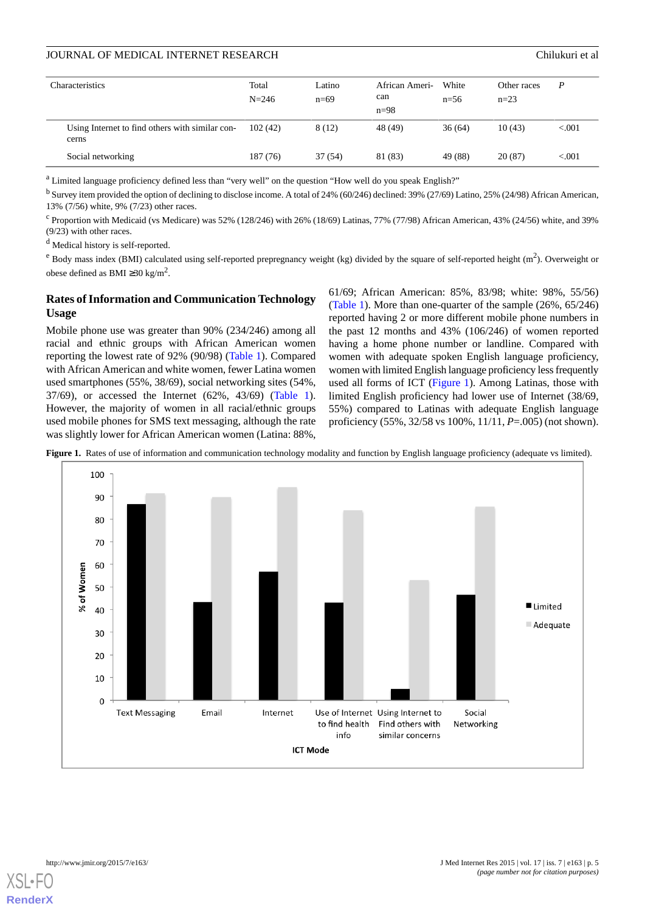| Characteristics | Total N=246 | Latino n=69 | African American n=98 | White n=56 | Other races n=23 | *P* |
|---|---|---|---|---|---|---|
| Using Internet to find others with similar concerns | 102 (42) | 8 (12) | 48 (49) | 36 (64) | 10 (43) | <.001 |
| Social networking | 187 (76) | 37 (54) | 81 (83) | 49 (88) | 20 (87) | <.001 |

[a] Limited language proficiency defined less than "very well" on the question "How well do you speak English?"

[b] Survey item provided the option of declining to disclose income. A total of 24% (60/246) declined: 39% (27/69) Latino, 25% (24/98) African American, 13% (7/56) white, 9% (7/23) other races.

[c] Proportion with Medicaid (vs Medicare) was 52% (128/246) with 26% (18/69) Latinas, 77% (77/98) African American, 43% (24/56) white, and 39% (9/23) with other races.

[d] Medical history is self-reported.

[e] Body mass index (BMI) calculated using self-reported prepregnancy weight (kg) divided by the square of self-reported height ($m^2$). Overweight or obese defined as BMI ≥30 kg/$m^2$.

### Rates of Information and Communication Technology Usage

Mobile phone use was greater than 90% (234/246) among all racial and ethnic groups with African American women reporting the lowest rate of 92% (90/98) (Table 1). Compared with African American and white women, fewer Latina women used smartphones (55%, 38/69), social networking sites (54%, 37/69), or accessed the Internet (62%, 43/69) (Table 1). However, the majority of women in all racial/ethnic groups used mobile phones for SMS text messaging, although the rate was slightly lower for African American women (Latina: 88%, 61/69; African American: 85%, 83/98; white: 98%, 55/56) (Table 1). More than one-quarter of the sample (26%, 65/246) reported having 2 or more different mobile phone numbers in the past 12 months and 43% (106/246) of women reported having a home phone number or landline. Compared with women with adequate spoken English language proficiency, women with limited English language proficiency less frequently used all forms of ICT (Figure 1). Among Latinas, those with limited English proficiency had lower use of Internet (38/69, 55%) compared to Latinas with adequate English language proficiency (55%, 32/58 vs 100%, 11/11, *P*=.005) (not shown).

**Figure 1.** Rates of use of information and communication technology modality and function by English language proficiency (adequate vs limited).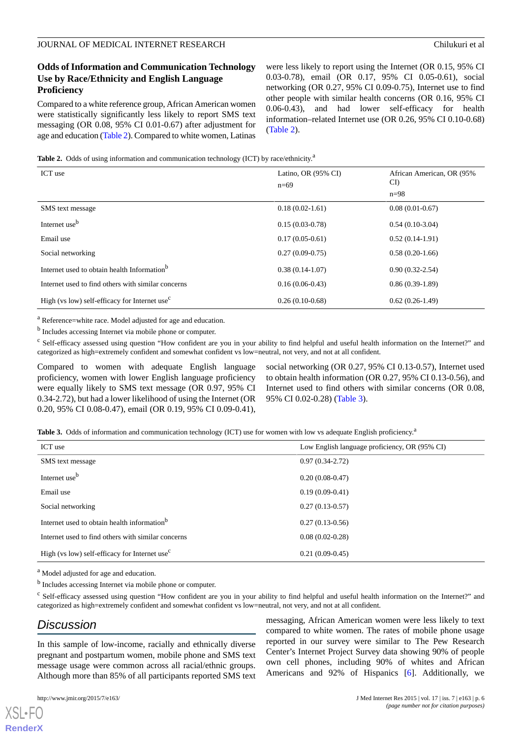### Odds of Information and Communication Technology Use by Race/Ethnicity and English Language Proficiency

Compared to a white reference group, African American women were statistically significantly less likely to report SMS text messaging (OR 0.08, 95% CI 0.01-0.67) after adjustment for age and education (Table 2). Compared to white women, Latinas were less likely to report using the Internet (OR 0.15, 95% CI 0.03-0.78), email (OR 0.17, 95% CI 0.05-0.61), social networking (OR 0.27, 95% CI 0.09-0.75), Internet use to find other people with similar health concerns (OR 0.16, 95% CI 0.06-0.43), and had lower self-efficacy for health information–related Internet use (OR 0.26, 95% CI 0.10-0.68) (Table 2).

**Table 2.** Odds of using information and communication technology (ICT) by race/ethnicity.[a]

| ICT use | Latino, OR (95% CI) n=69 | African American, OR (95% CI) n=98 |
|---|---|---|
| SMS text message | 0.18 (0.02-1.61) | 0.08 (0.01-0.67) |
| Internet use[b] | 0.15 (0.03-0.78) | 0.54 (0.10-3.04) |
| Email use | 0.17 (0.05-0.61) | 0.52 (0.14-1.91) |
| Social networking | 0.27 (0.09-0.75) | 0.58 (0.20-1.66) |
| Internet used to obtain health Information[b] | 0.38 (0.14-1.07) | 0.90 (0.32-2.54) |
| Internet used to find others with similar concerns | 0.16 (0.06-0.43) | 0.86 (0.39-1.89) |
| High (vs low) self-efficacy for Internet use[c] | 0.26 (0.10-0.68) | 0.62 (0.26-1.49) |

[a] Reference=white race. Model adjusted for age and education.

[b] Includes accessing Internet via mobile phone or computer.

[c] Self-efficacy assessed using question "How confident are you in your ability to find helpful and useful health information on the Internet?" and categorized as high=extremely confident and somewhat confident vs low=neutral, not very, and not at all confident.

Compared to women with adequate English language proficiency, women with lower English language proficiency were equally likely to SMS text message (OR 0.97, 95% CI 0.34-2.72), but had a lower likelihood of using the Internet (OR 0.20, 95% CI 0.08-0.47), email (OR 0.19, 95% CI 0.09-0.41), social networking (OR 0.27, 95% CI 0.13-0.57), Internet used to obtain health information (OR 0.27, 95% CI 0.13-0.56), and Internet used to find others with similar concerns (OR 0.08, 95% CI 0.02-0.28) (Table 3).

**Table 3.** Odds of information and communication technology (ICT) use for women with low vs adequate English proficiency.[a]

| ICT use | Low English language proficiency, OR (95% CI) |
|---|---|
| SMS text message | 0.97 (0.34-2.72) |
| Internet use[b] | 0.20 (0.08-0.47) |
| Email use | 0.19 (0.09-0.41) |
| Social networking | 0.27 (0.13-0.57) |
| Internet used to obtain health information[b] | 0.27 (0.13-0.56) |
| Internet used to find others with similar concerns | 0.08 (0.02-0.28) |
| High (vs low) self-efficacy for Internet use[c] | 0.21 (0.09-0.45) |

[a] Model adjusted for age and education.

[b] Includes accessing Internet via mobile phone or computer.

[c] Self-efficacy assessed using question "How confident are you in your ability to find helpful and useful health information on the Internet?" and categorized as high=extremely confident and somewhat confident vs low=neutral, not very, and not at all confident.

## Discussion

In this sample of low-income, racially and ethnically diverse pregnant and postpartum women, mobile phone and SMS text message usage were common across all racial/ethnic groups. Although more than 85% of all participants reported SMS text messaging, African American women were less likely to text compared to white women. The rates of mobile phone usage reported in our survey were similar to The Pew Research Center's Internet Project Survey data showing 90% of people own cell phones, including 90% of whites and African Americans and 92% of Hispanics [6]. Additionally, we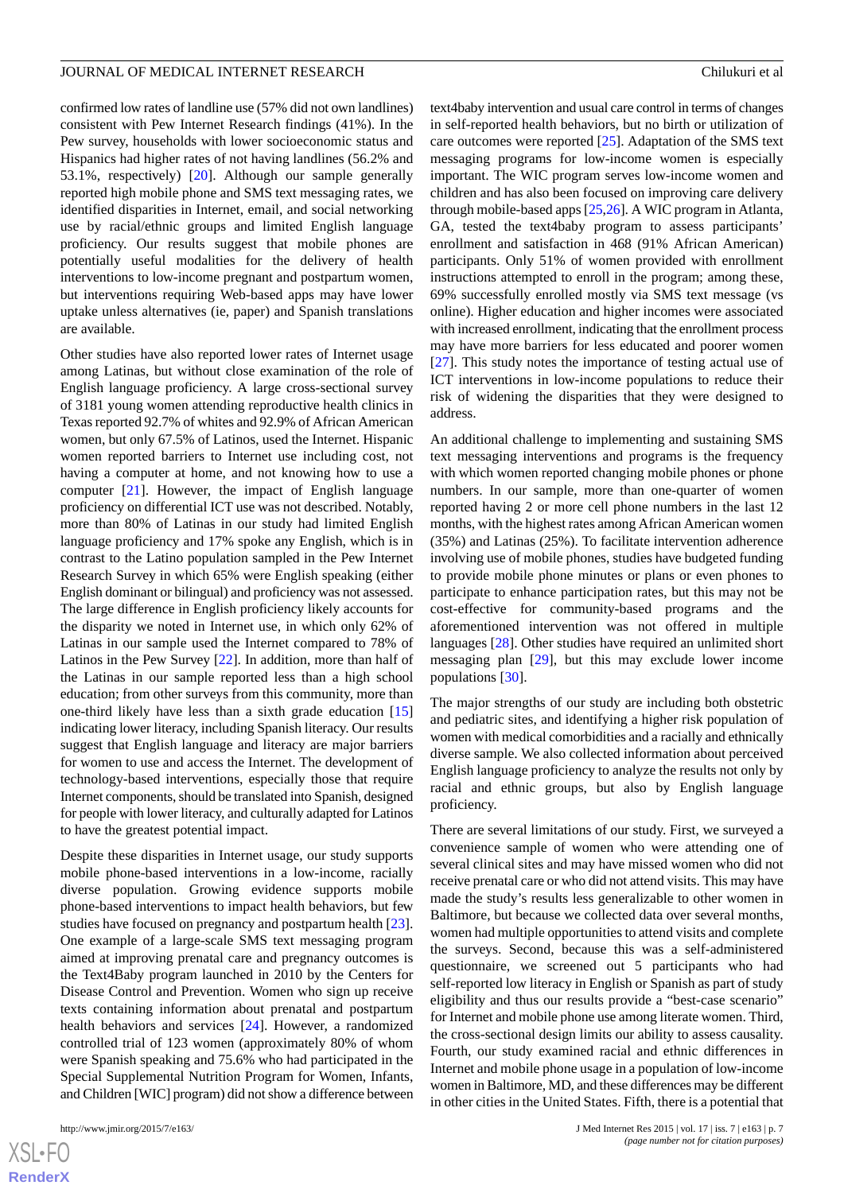confirmed low rates of landline use (57% did not own landlines) consistent with Pew Internet Research findings (41%). In the Pew survey, households with lower socioeconomic status and Hispanics had higher rates of not having landlines (56.2% and 53.1%, respectively) [20]. Although our sample generally reported high mobile phone and SMS text messaging rates, we identified disparities in Internet, email, and social networking use by racial/ethnic groups and limited English language proficiency. Our results suggest that mobile phones are potentially useful modalities for the delivery of health interventions to low-income pregnant and postpartum women, but interventions requiring Web-based apps may have lower uptake unless alternatives (ie, paper) and Spanish translations are available.

Other studies have also reported lower rates of Internet usage among Latinas, but without close examination of the role of English language proficiency. A large cross-sectional survey of 3181 young women attending reproductive health clinics in Texas reported 92.7% of whites and 92.9% of African American women, but only 67.5% of Latinos, used the Internet. Hispanic women reported barriers to Internet use including cost, not having a computer at home, and not knowing how to use a computer [21]. However, the impact of English language proficiency on differential ICT use was not described. Notably, more than 80% of Latinas in our study had limited English language proficiency and 17% spoke any English, which is in contrast to the Latino population sampled in the Pew Internet Research Survey in which 65% were English speaking (either English dominant or bilingual) and proficiency was not assessed. The large difference in English proficiency likely accounts for the disparity we noted in Internet use, in which only 62% of Latinas in our sample used the Internet compared to 78% of Latinos in the Pew Survey [22]. In addition, more than half of the Latinas in our sample reported less than a high school education; from other surveys from this community, more than one-third likely have less than a sixth grade education [15] indicating lower literacy, including Spanish literacy. Our results suggest that English language and literacy are major barriers for women to use and access the Internet. The development of technology-based interventions, especially those that require Internet components, should be translated into Spanish, designed for people with lower literacy, and culturally adapted for Latinos to have the greatest potential impact.

Despite these disparities in Internet usage, our study supports mobile phone-based interventions in a low-income, racially diverse population. Growing evidence supports mobile phone-based interventions to impact health behaviors, but few studies have focused on pregnancy and postpartum health [23]. One example of a large-scale SMS text messaging program aimed at improving prenatal care and pregnancy outcomes is the Text4Baby program launched in 2010 by the Centers for Disease Control and Prevention. Women who sign up receive texts containing information about prenatal and postpartum health behaviors and services [24]. However, a randomized controlled trial of 123 women (approximately 80% of whom were Spanish speaking and 75.6% who had participated in the Special Supplemental Nutrition Program for Women, Infants, and Children [WIC] program) did not show a difference between text4baby intervention and usual care control in terms of changes in self-reported health behaviors, but no birth or utilization of care outcomes were reported [25]. Adaptation of the SMS text messaging programs for low-income women is especially important. The WIC program serves low-income women and children and has also been focused on improving care delivery through mobile-based apps [25,26]. A WIC program in Atlanta, GA, tested the text4baby program to assess participants' enrollment and satisfaction in 468 (91% African American) participants. Only 51% of women provided with enrollment instructions attempted to enroll in the program; among these, 69% successfully enrolled mostly via SMS text message (vs online). Higher education and higher incomes were associated with increased enrollment, indicating that the enrollment process may have more barriers for less educated and poorer women [27]. This study notes the importance of testing actual use of ICT interventions in low-income populations to reduce their risk of widening the disparities that they were designed to address.

An additional challenge to implementing and sustaining SMS text messaging interventions and programs is the frequency with which women reported changing mobile phones or phone numbers. In our sample, more than one-quarter of women reported having 2 or more cell phone numbers in the last 12 months, with the highest rates among African American women (35%) and Latinas (25%). To facilitate intervention adherence involving use of mobile phones, studies have budgeted funding to provide mobile phone minutes or plans or even phones to participate to enhance participation rates, but this may not be cost-effective for community-based programs and the aforementioned intervention was not offered in multiple languages [28]. Other studies have required an unlimited short messaging plan [29], but this may exclude lower income populations [30].

The major strengths of our study are including both obstetric and pediatric sites, and identifying a higher risk population of women with medical comorbidities and a racially and ethnically diverse sample. We also collected information about perceived English language proficiency to analyze the results not only by racial and ethnic groups, but also by English language proficiency.

There are several limitations of our study. First, we surveyed a convenience sample of women who were attending one of several clinical sites and may have missed women who did not receive prenatal care or who did not attend visits. This may have made the study's results less generalizable to other women in Baltimore, but because we collected data over several months, women had multiple opportunities to attend visits and complete the surveys. Second, because this was a self-administered questionnaire, we screened out 5 participants who had self-reported low literacy in English or Spanish as part of study eligibility and thus our results provide a "best-case scenario" for Internet and mobile phone use among literate women. Third, the cross-sectional design limits our ability to assess causality. Fourth, our study examined racial and ethnic differences in Internet and mobile phone usage in a population of low-income women in Baltimore, MD, and these differences may be different in other cities in the United States. Fifth, there is a potential that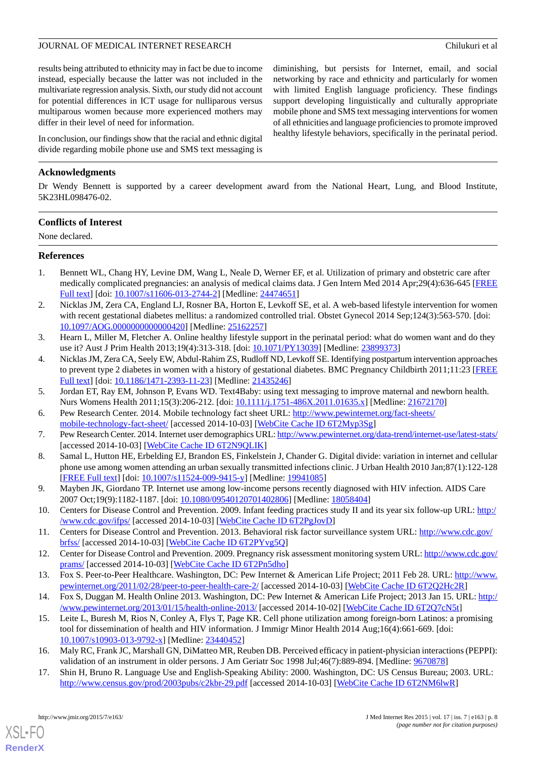results being attributed to ethnicity may in fact be due to income instead, especially because the latter was not included in the multivariate regression analysis. Sixth, our study did not account for potential differences in ICT usage for nulliparous versus multiparous women because more experienced mothers may differ in their level of need for information.

In conclusion, our findings show that the racial and ethnic digital divide regarding mobile phone use and SMS text messaging is diminishing, but persists for Internet, email, and social networking by race and ethnicity and particularly for women with limited English language proficiency. These findings support developing linguistically and culturally appropriate mobile phone and SMS text messaging interventions for women of all ethnicities and language proficiencies to promote improved healthy lifestyle behaviors, specifically in the perinatal period.

## Acknowledgments

Dr Wendy Bennett is supported by a career development award from the National Heart, Lung, and Blood Institute, 5K23HL098476-02.

## Conflicts of Interest

None declared.

## References

1. Bennett WL, Chang HY, Levine DM, Wang L, Neale D, Werner EF, et al. Utilization of primary and obstetric care after medically complicated pregnancies: an analysis of medical claims data. J Gen Intern Med 2014 Apr;29(4):636-645 [FREE Full text] [doi: 10.1007/s11606-013-2744-2] [Medline: 24474651]
2. Nicklas JM, Zera CA, England LJ, Rosner BA, Horton E, Levkoff SE, et al. A web-based lifestyle intervention for women with recent gestational diabetes mellitus: a randomized controlled trial. Obstet Gynecol 2014 Sep;124(3):563-570. [doi: 10.1097/AOG.0000000000000420] [Medline: 25162257]
3. Hearn L, Miller M, Fletcher A. Online healthy lifestyle support in the perinatal period: what do women want and do they use it? Aust J Prim Health 2013;19(4):313-318. [doi: 10.1071/PY13039] [Medline: 23899373]
4. Nicklas JM, Zera CA, Seely EW, Abdul-Rahim ZS, Rudloff ND, Levkoff SE. Identifying postpartum intervention approaches to prevent type 2 diabetes in women with a history of gestational diabetes. BMC Pregnancy Childbirth 2011;11:23 [FREE Full text] [doi: 10.1186/1471-2393-11-23] [Medline: 21435246]
5. Jordan ET, Ray EM, Johnson P, Evans WD. Text4Baby: using text messaging to improve maternal and newborn health. Nurs Womens Health 2011;15(3):206-212. [doi: 10.1111/j.1751-486X.2011.01635.x] [Medline: 21672170]
6. Pew Research Center. 2014. Mobile technology fact sheet URL: http://www.pewinternet.org/fact-sheets/mobile-technology-fact-sheet/ [accessed 2014-10-03] [WebCite Cache ID 6T2Myp3Sg]
7. Pew Research Center. 2014. Internet user demographics URL: http://www.pewinternet.org/data-trend/internet-use/latest-stats/ [accessed 2014-10-03] [WebCite Cache ID 6T2N9QLIK]
8. Samal L, Hutton HE, Erbelding EJ, Brandon ES, Finkelstein J, Chander G. Digital divide: variation in internet and cellular phone use among women attending an urban sexually transmitted infections clinic. J Urban Health 2010 Jan;87(1):122-128 [FREE Full text] [doi: 10.1007/s11524-009-9415-y] [Medline: 19941085]
9. Mayben JK, Giordano TP. Internet use among low-income persons recently diagnosed with HIV infection. AIDS Care 2007 Oct;19(9):1182-1187. [doi: 10.1080/09540120701402806] [Medline: 18058404]
10. Centers for Disease Control and Prevention. 2009. Infant feeding practices study II and its year six follow-up URL: http://www.cdc.gov/ifps/ [accessed 2014-10-03] [WebCite Cache ID 6T2PgJovD]
11. Centers for Disease Control and Prevention. 2013. Behavioral risk factor surveillance system URL: http://www.cdc.gov/brfss/ [accessed 2014-10-03] [WebCite Cache ID 6T2PYvg5Q]
12. Center for Disease Control and Prevention. 2009. Pregnancy risk assessment monitoring system URL: http://www.cdc.gov/prams/ [accessed 2014-10-03] [WebCite Cache ID 6T2Pn5dho]
13. Fox S. Peer-to-Peer Healthcare. Washington, DC: Pew Internet & American Life Project; 2011 Feb 28. URL: http://www.pewinternet.org/2011/02/28/peer-to-peer-health-care-2/ [accessed 2014-10-03] [WebCite Cache ID 6T2Q2Hc2R]
14. Fox S, Duggan M. Health Online 2013. Washington, DC: Pew Internet & American Life Project; 2013 Jan 15. URL: http://www.pewinternet.org/2013/01/15/health-online-2013/ [accessed 2014-10-02] [WebCite Cache ID 6T2Q7cN5t]
15. Leite L, Buresh M, Rios N, Conley A, Flys T, Page KR. Cell phone utilization among foreign-born Latinos: a promising tool for dissemination of health and HIV information. J Immigr Minor Health 2014 Aug;16(4):661-669. [doi: 10.1007/s10903-013-9792-x] [Medline: 23440452]
16. Maly RC, Frank JC, Marshall GN, DiMatteo MR, Reuben DB. Perceived efficacy in patient-physician interactions (PEPPI): validation of an instrument in older persons. J Am Geriatr Soc 1998 Jul;46(7):889-894. [Medline: 9670878]
17. Shin H, Bruno R. Language Use and English-Speaking Ability: 2000. Washington, DC: US Census Bureau; 2003. URL: http://www.census.gov/prod/2003pubs/c2kbr-29.pdf [accessed 2014-10-03] [WebCite Cache ID 6T2NM6lwR]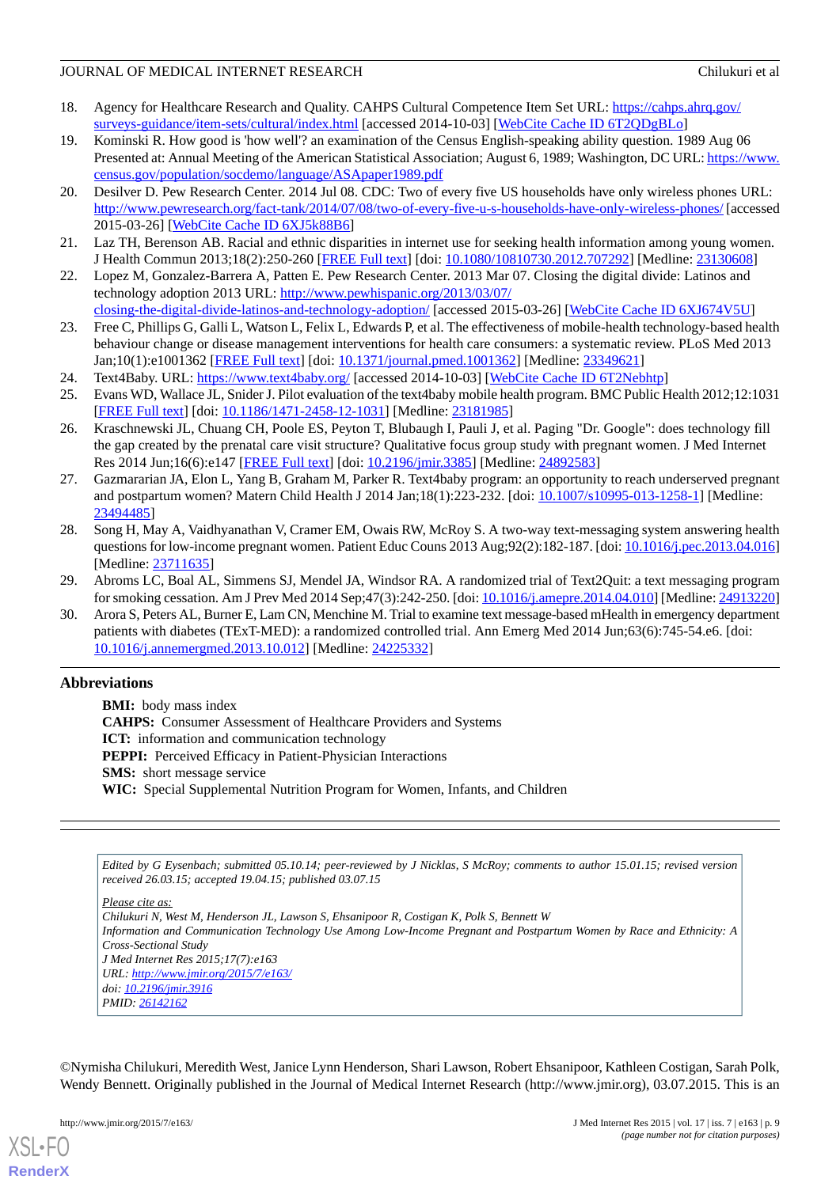18. Agency for Healthcare Research and Quality. CAHPS Cultural Competence Item Set URL: https://cahps.ahrq.gov/surveys-guidance/item-sets/cultural/index.html [accessed 2014-10-03] [WebCite Cache ID 6T2QDgBLo]
19. Kominski R. How good is 'how well'? an examination of the Census English-speaking ability question. 1989 Aug 06 Presented at: Annual Meeting of the American Statistical Association; August 6, 1989; Washington, DC URL: https://www.census.gov/population/socdemo/language/ASApaper1989.pdf
20. Desilver D. Pew Research Center. 2014 Jul 08. CDC: Two of every five US households have only wireless phones URL: http://www.pewresearch.org/fact-tank/2014/07/08/two-of-every-five-u-s-households-have-only-wireless-phones/ [accessed 2015-03-26] [WebCite Cache ID 6XJ5k88B6]
21. Laz TH, Berenson AB. Racial and ethnic disparities in internet use for seeking health information among young women. J Health Commun 2013;18(2):250-260 [FREE Full text] [doi: 10.1080/10810730.2012.707292] [Medline: 23130608]
22. Lopez M, Gonzalez-Barrera A, Patten E. Pew Research Center. 2013 Mar 07. Closing the digital divide: Latinos and technology adoption 2013 URL: http://www.pewhispanic.org/2013/03/07/closing-the-digital-divide-latinos-and-technology-adoption/ [accessed 2015-03-26] [WebCite Cache ID 6XJ674V5U]
23. Free C, Phillips G, Galli L, Watson L, Felix L, Edwards P, et al. The effectiveness of mobile-health technology-based health behaviour change or disease management interventions for health care consumers: a systematic review. PLoS Med 2013 Jan;10(1):e1001362 [FREE Full text] [doi: 10.1371/journal.pmed.1001362] [Medline: 23349621]
24. Text4Baby. URL: https://www.text4baby.org/ [accessed 2014-10-03] [WebCite Cache ID 6T2Nebhtp]
25. Evans WD, Wallace JL, Snider J. Pilot evaluation of the text4baby mobile health program. BMC Public Health 2012;12:1031 [FREE Full text] [doi: 10.1186/1471-2458-12-1031] [Medline: 23181985]
26. Kraschnewski JL, Chuang CH, Poole ES, Peyton T, Blubaugh I, Pauli J, et al. Paging "Dr. Google": does technology fill the gap created by the prenatal care visit structure? Qualitative focus group study with pregnant women. J Med Internet Res 2014 Jun;16(6):e147 [FREE Full text] [doi: 10.2196/jmir.3385] [Medline: 24892583]
27. Gazmararian JA, Elon L, Yang B, Graham M, Parker R. Text4baby program: an opportunity to reach underserved pregnant and postpartum women? Matern Child Health J 2014 Jan;18(1):223-232. [doi: 10.1007/s10995-013-1258-1] [Medline: 23494485]
28. Song H, May A, Vaidhyanathan V, Cramer EM, Owais RW, McRoy S. A two-way text-messaging system answering health questions for low-income pregnant women. Patient Educ Couns 2013 Aug;92(2):182-187. [doi: 10.1016/j.pec.2013.04.016] [Medline: 23711635]
29. Abroms LC, Boal AL, Simmens SJ, Mendel JA, Windsor RA. A randomized trial of Text2Quit: a text messaging program for smoking cessation. Am J Prev Med 2014 Sep;47(3):242-250. [doi: 10.1016/j.amepre.2014.04.010] [Medline: 24913220]
30. Arora S, Peters AL, Burner E, Lam CN, Menchine M. Trial to examine text message-based mHealth in emergency department patients with diabetes (TExT-MED): a randomized controlled trial. Ann Emerg Med 2014 Jun;63(6):745-54.e6. [doi: 10.1016/j.annemergmed.2013.10.012] [Medline: 24225332]

## Abbreviations

**BMI:** body mass index
**CAHPS:** Consumer Assessment of Healthcare Providers and Systems
**ICT:** information and communication technology
**PEPPI:** Perceived Efficacy in Patient-Physician Interactions
**SMS:** short message service
**WIC:** Special Supplemental Nutrition Program for Women, Infants, and Children

*Edited by G Eysenbach; submitted 05.10.14; peer-reviewed by J Nicklas, S McRoy; comments to author 15.01.15; revised version received 26.03.15; accepted 19.04.15; published 03.07.15*

*Please cite as:*
*Chilukuri N, West M, Henderson JL, Lawson S, Ehsanipoor R, Costigan K, Polk S, Bennett W*
*Information and Communication Technology Use Among Low-Income Pregnant and Postpartum Women by Race and Ethnicity: A Cross-Sectional Study*
*J Med Internet Res 2015;17(7):e163*
*URL: http://www.jmir.org/2015/7/e163/*
*doi: 10.2196/jmir.3916*
*PMID: 26142162*

©Nymisha Chilukuri, Meredith West, Janice Lynn Henderson, Shari Lawson, Robert Ehsanipoor, Kathleen Costigan, Sarah Polk, Wendy Bennett. Originally published in the Journal of Medical Internet Research (http://www.jmir.org), 03.07.2015. This is an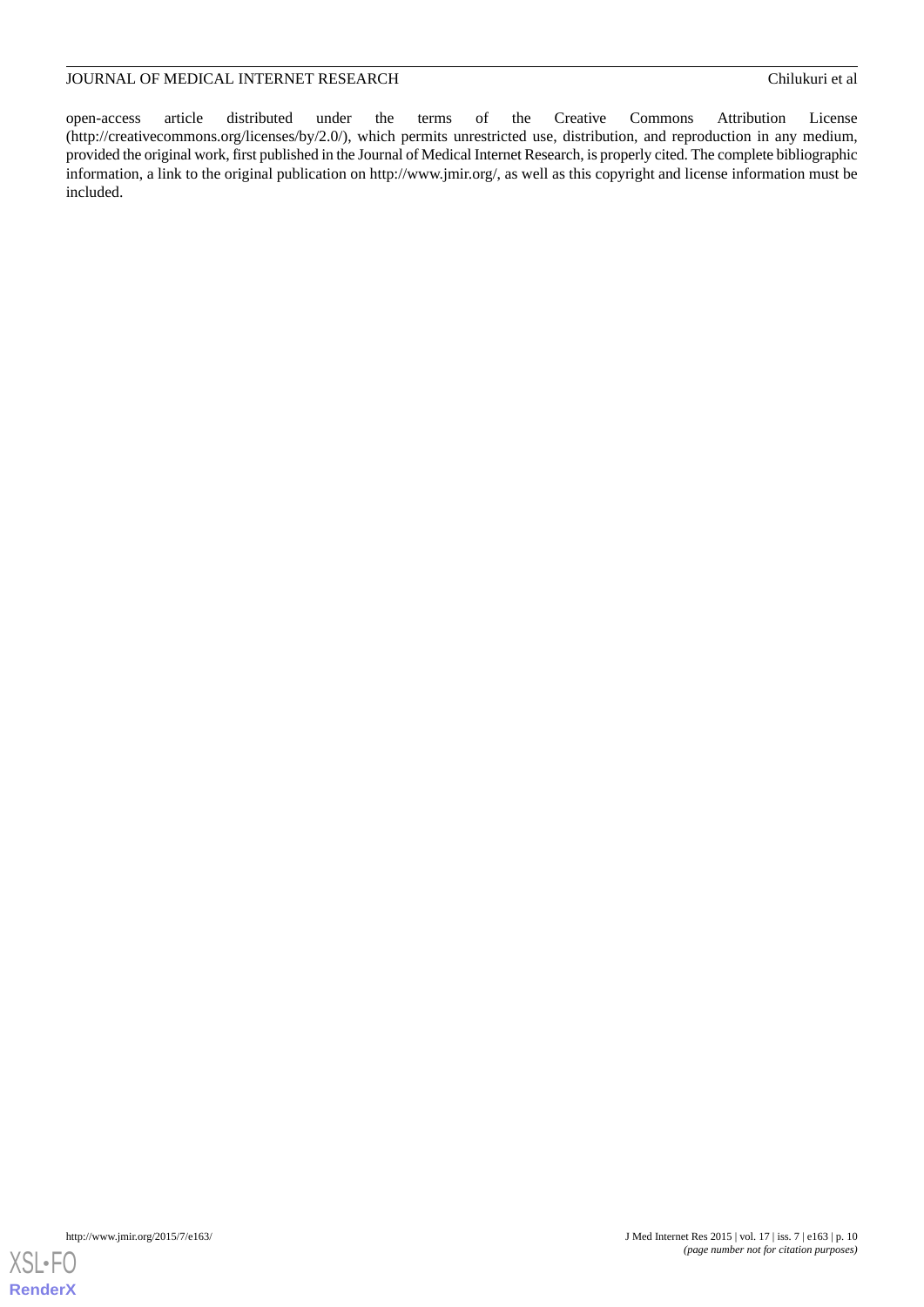open-access article distributed under the terms of the Creative Commons Attribution License (http://creativecommons.org/licenses/by/2.0/), which permits unrestricted use, distribution, and reproduction in any medium, provided the original work, first published in the Journal of Medical Internet Research, is properly cited. The complete bibliographic information, a link to the original publication on http://www.jmir.org/, as well as this copyright and license information must be included.